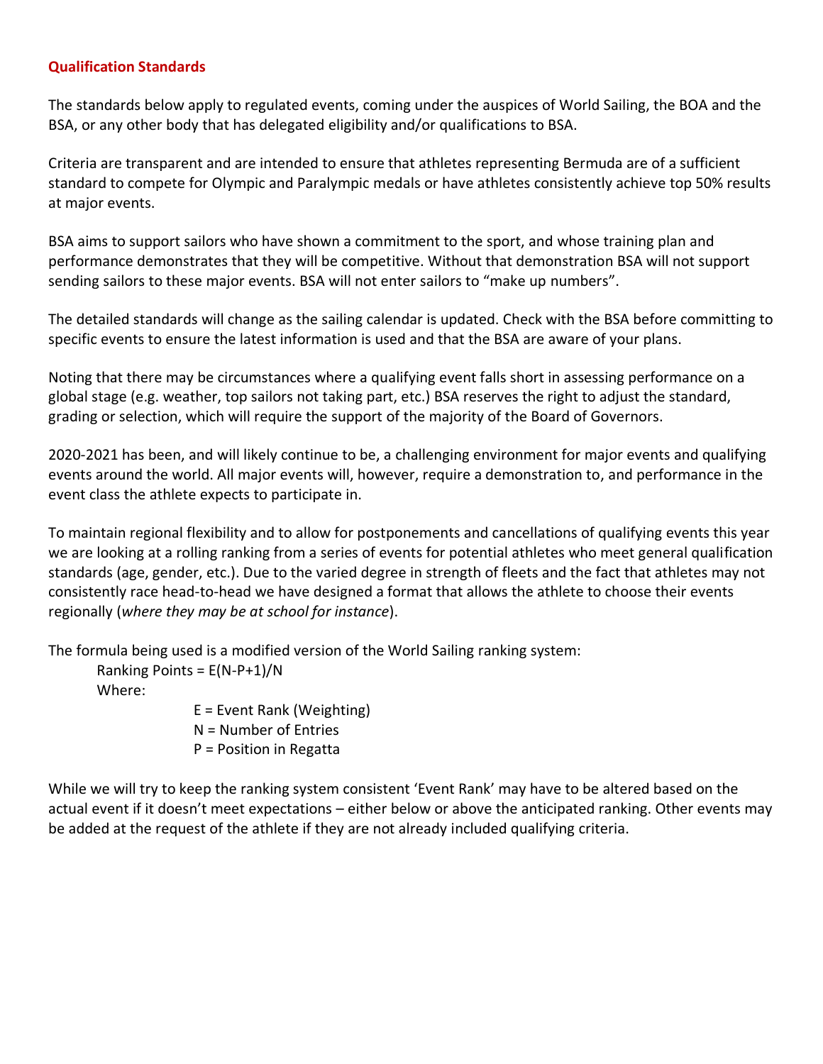## Qualification Standards

The standards below apply to regulated events, coming under the auspices of World Sailing, the BOA and the BSA, or any other body that has delegated eligibility and/or qualifications to BSA.

Criteria are transparent and are intended to ensure that athletes representing Bermuda are of a sufficient standard to compete for Olympic and Paralympic medals or have athletes consistently achieve top 50% results at major events.

BSA aims to support sailors who have shown a commitment to the sport, and whose training plan and performance demonstrates that they will be competitive. Without that demonstration BSA will not support sending sailors to these major events. BSA will not enter sailors to "make up numbers".

The detailed standards will change as the sailing calendar is updated. Check with the BSA before committing to specific events to ensure the latest information is used and that the BSA are aware of your plans.

Noting that there may be circumstances where a qualifying event falls short in assessing performance on a global stage (e.g. weather, top sailors not taking part, etc.) BSA reserves the right to adjust the standard, grading or selection, which will require the support of the majority of the Board of Governors.

2020-2021 has been, and will likely continue to be, a challenging environment for major events and qualifying events around the world. All major events will, however, require a demonstration to, and performance in the event class the athlete expects to participate in.

To maintain regional flexibility and to allow for postponements and cancellations of qualifying events this year we are looking at a rolling ranking from a series of events for potential athletes who meet general qualification standards (age, gender, etc.). Due to the varied degree in strength of fleets and the fact that athletes may not consistently race head-to-head we have designed a format that allows the athlete to choose their events regionally (*where they may be at school for instance*).

The formula being used is a modified version of the World Sailing ranking system:

Ranking Points = $E(N-P+1)/N$

Where:

E = Event Rank (Weighting)
N = Number of Entries
P = Position in Regatta

While we will try to keep the ranking system consistent 'Event Rank' may have to be altered based on the actual event if it doesn't meet expectations – either below or above the anticipated ranking. Other events may be added at the request of the athlete if they are not already included qualifying criteria.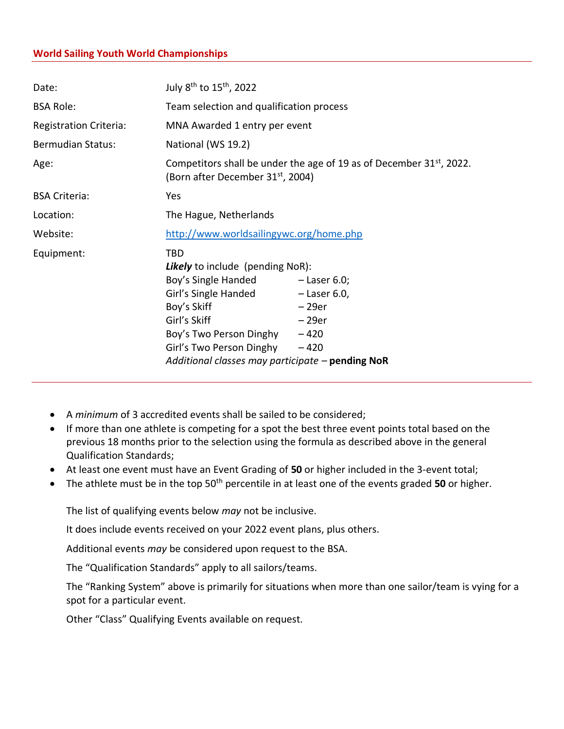## World Sailing Youth World Championships

| | |
|---|---|
| Date: | July 8th to 15th, 2022 |
| BSA Role: | Team selection and qualification process |
| Registration Criteria: | MNA Awarded 1 entry per event |
| Bermudian Status: | National (WS 19.2) |
| Age: | Competitors shall be under the age of 19 as of December 31st, 2022. (Born after December 31st, 2004) |
| BSA Criteria: | Yes |
| Location: | The Hague, Netherlands |
| Website: | http://www.worldsailingywc.org/home.php |
| Equipment: | TBD<br>***Likely*** to include (pending NoR):<br>Boy's Single Handed – Laser 6.0;<br>Girl's Single Handed – Laser 6.0,<br>Boy's Skiff – 29er<br>Girl's Skiff – 29er<br>Boy's Two Person Dinghy – 420<br>Girl's Two Person Dinghy – 420<br>*Additional classes may participate* – **pending NoR** |

- A *minimum* of 3 accredited events shall be sailed to be considered;
- If more than one athlete is competing for a spot the best three event points total based on the previous 18 months prior to the selection using the formula as described above in the general Qualification Standards;
- At least one event must have an Event Grading of **50** or higher included in the 3-event total;
- The athlete must be in the top 50th percentile in at least one of the events graded **50** or higher.

The list of qualifying events below *may* not be inclusive.

It does include events received on your 2022 event plans, plus others.

Additional events *may* be considered upon request to the BSA.

The "Qualification Standards" apply to all sailors/teams.

The "Ranking System" above is primarily for situations when more than one sailor/team is vying for a spot for a particular event.

Other "Class" Qualifying Events available on request.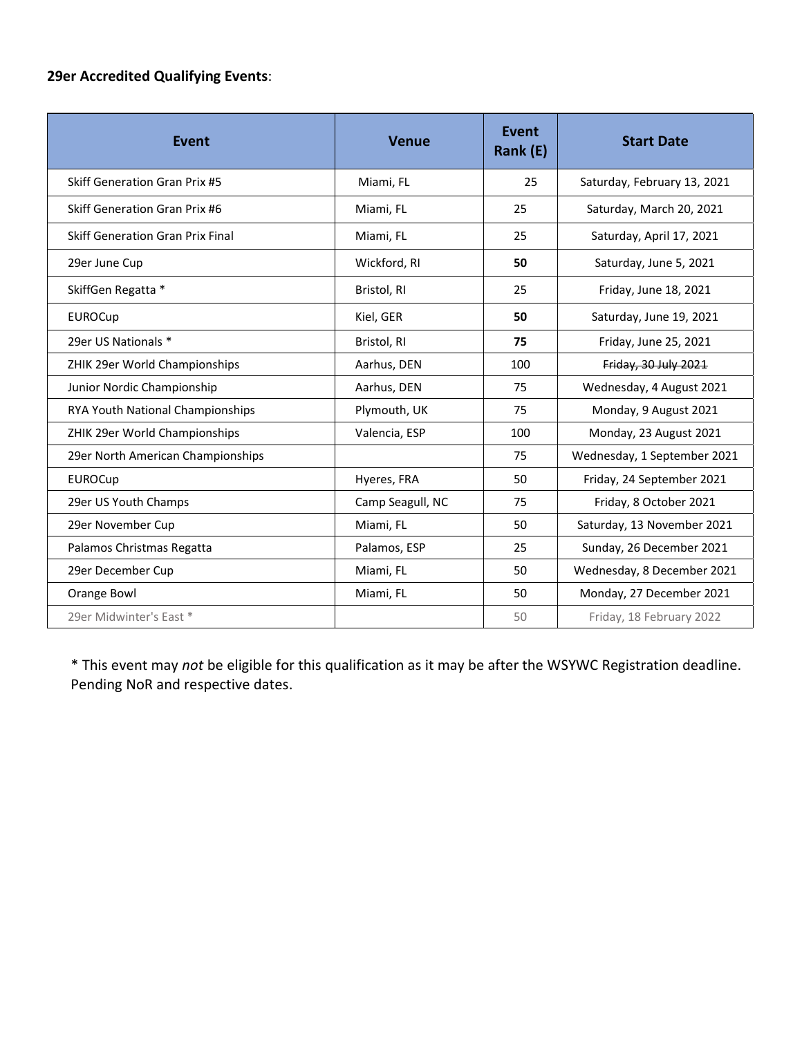**29er Accredited Qualifying Events**:

| Event | Venue | Event Rank (E) | Start Date |
|---|---|---|---|
| Skiff Generation Gran Prix #5 | Miami, FL | 25 | Saturday, February 13, 2021 |
| Skiff Generation Gran Prix #6 | Miami, FL | 25 | Saturday, March 20, 2021 |
| Skiff Generation Gran Prix Final | Miami, FL | 25 | Saturday, April 17, 2021 |
| 29er June Cup | Wickford, RI | **50** | Saturday, June 5, 2021 |
| SkiffGen Regatta * | Bristol, RI | 25 | Friday, June 18, 2021 |
| EUROCup | Kiel, GER | **50** | Saturday, June 19, 2021 |
| 29er US Nationals * | Bristol, RI | **75** | Friday, June 25, 2021 |
| ZHIK 29er World Championships | Aarhus, DEN | 100 | ~~Friday, 30 July 2021~~ |
| Junior Nordic Championship | Aarhus, DEN | 75 | Wednesday, 4 August 2021 |
| RYA Youth National Championships | Plymouth, UK | 75 | Monday, 9 August 2021 |
| ZHIK 29er World Championships | Valencia, ESP | 100 | Monday, 23 August 2021 |
| 29er North American Championships | | 75 | Wednesday, 1 September 2021 |
| EUROCup | Hyeres, FRA | 50 | Friday, 24 September 2021 |
| 29er US Youth Champs | Camp Seagull, NC | 75 | Friday, 8 October 2021 |
| 29er November Cup | Miami, FL | 50 | Saturday, 13 November 2021 |
| Palamos Christmas Regatta | Palamos, ESP | 25 | Sunday, 26 December 2021 |
| 29er December Cup | Miami, FL | 50 | Wednesday, 8 December 2021 |
| Orange Bowl | Miami, FL | 50 | Monday, 27 December 2021 |
| 29er Midwinter's East * | | 50 | Friday, 18 February 2022 |

* This event may *not* be eligible for this qualification as it may be after the WSYWC Registration deadline. Pending NoR and respective dates.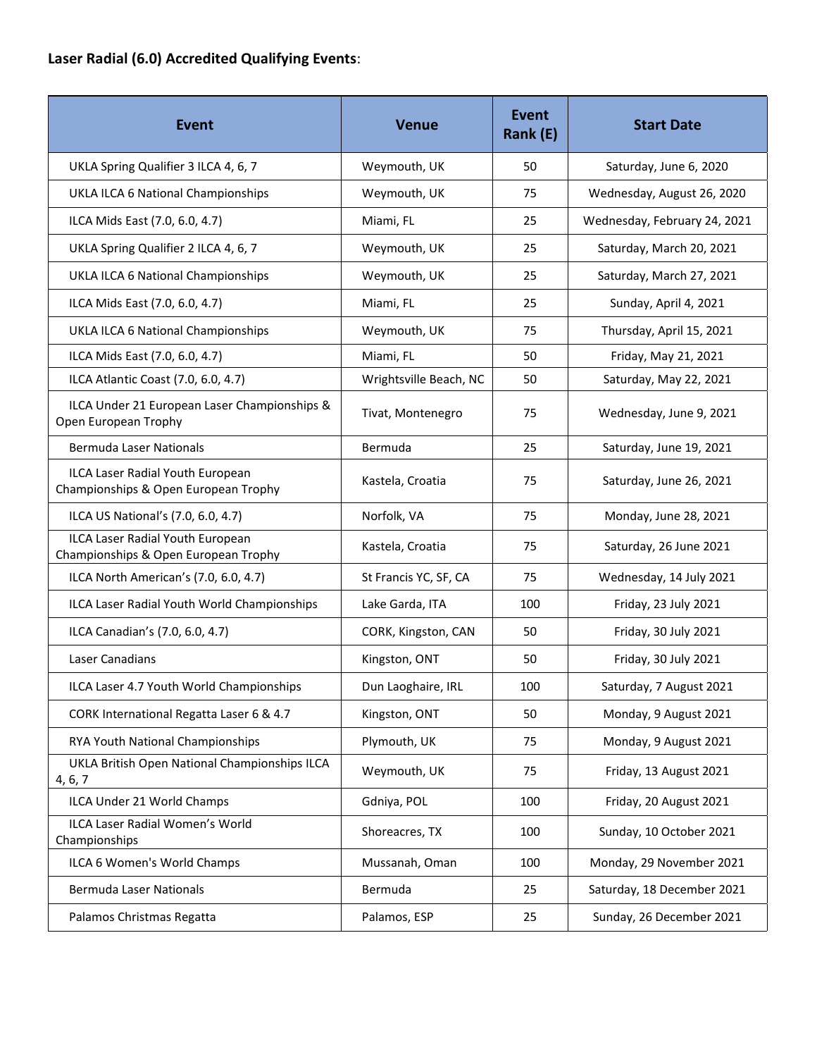**Laser Radial (6.0) Accredited Qualifying Events**:

| Event | Venue | Event Rank (E) | Start Date |
|---|---|---|---|
| UKLA Spring Qualifier 3 ILCA 4, 6, 7 | Weymouth, UK | 50 | Saturday, June 6, 2020 |
| UKLA ILCA 6 National Championships | Weymouth, UK | 75 | Wednesday, August 26, 2020 |
| ILCA Mids East (7.0, 6.0, 4.7) | Miami, FL | 25 | Wednesday, February 24, 2021 |
| UKLA Spring Qualifier 2 ILCA 4, 6, 7 | Weymouth, UK | 25 | Saturday, March 20, 2021 |
| UKLA ILCA 6 National Championships | Weymouth, UK | 25 | Saturday, March 27, 2021 |
| ILCA Mids East (7.0, 6.0, 4.7) | Miami, FL | 25 | Sunday, April 4, 2021 |
| UKLA ILCA 6 National Championships | Weymouth, UK | 75 | Thursday, April 15, 2021 |
| ILCA Mids East (7.0, 6.0, 4.7) | Miami, FL | 50 | Friday, May 21, 2021 |
| ILCA Atlantic Coast (7.0, 6.0, 4.7) | Wrightsville Beach, NC | 50 | Saturday, May 22, 2021 |
| ILCA Under 21 European Laser Championships & Open European Trophy | Tivat, Montenegro | 75 | Wednesday, June 9, 2021 |
| Bermuda Laser Nationals | Bermuda | 25 | Saturday, June 19, 2021 |
| ILCA Laser Radial Youth European Championships & Open European Trophy | Kastela, Croatia | 75 | Saturday, June 26, 2021 |
| ILCA US National's (7.0, 6.0, 4.7) | Norfolk, VA | 75 | Monday, June 28, 2021 |
| ILCA Laser Radial Youth European Championships & Open European Trophy | Kastela, Croatia | 75 | Saturday, 26 June 2021 |
| ILCA North American's (7.0, 6.0, 4.7) | St Francis YC, SF, CA | 75 | Wednesday, 14 July 2021 |
| ILCA Laser Radial Youth World Championships | Lake Garda, ITA | 100 | Friday, 23 July 2021 |
| ILCA Canadian's (7.0, 6.0, 4.7) | CORK, Kingston, CAN | 50 | Friday, 30 July 2021 |
| Laser Canadians | Kingston, ONT | 50 | Friday, 30 July 2021 |
| ILCA Laser 4.7 Youth World Championships | Dun Laoghaire, IRL | 100 | Saturday, 7 August 2021 |
| CORK International Regatta Laser 6 & 4.7 | Kingston, ONT | 50 | Monday, 9 August 2021 |
| RYA Youth National Championships | Plymouth, UK | 75 | Monday, 9 August 2021 |
| UKLA British Open National Championships ILCA 4, 6, 7 | Weymouth, UK | 75 | Friday, 13 August 2021 |
| ILCA Under 21 World Champs | Gdniya, POL | 100 | Friday, 20 August 2021 |
| ILCA Laser Radial Women's World Championships | Shoreacres, TX | 100 | Sunday, 10 October 2021 |
| ILCA 6 Women's World Champs | Mussanah, Oman | 100 | Monday, 29 November 2021 |
| Bermuda Laser Nationals | Bermuda | 25 | Saturday, 18 December 2021 |
| Palamos Christmas Regatta | Palamos, ESP | 25 | Sunday, 26 December 2021 |